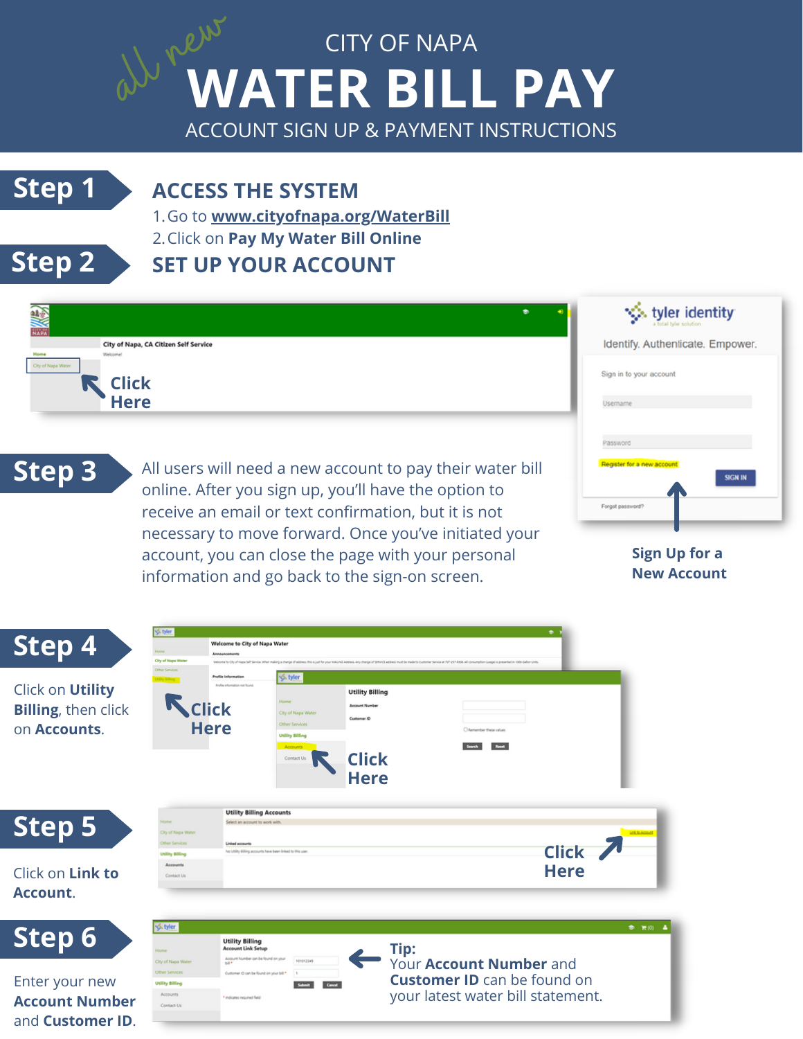# CITY OF NAPA

*all new*

# WATER BILL PAY

ACCOUNT SIGN UP & PAYMENT INSTRUCTIONS

## Step 1

### ACCESS THE SYSTEM

1. Go to **www.cityofnapa.org/WaterBill**
2. Click on **Pay My Water Bill Online**

## Step 2

### SET UP YOUR ACCOUNT

Click Here

## Step 3

All users will need a new account to pay their water bill online. After you sign up, you'll have the option to receive an email or text confirmation, but it is not necessary to move forward. Once you've initiated your account, you can close the page with your personal information and go back to the sign-on screen.

**Sign Up for a New Account**

## Step 4

Click on **Utility Billing**, then click on **Accounts**.

Click Here

Click Here

## Step 5

Click on **Link to Account**.

Click Here

## Step 6

Enter your new **Account Number** and **Customer ID**.

**Tip:**
Your **Account Number** and **Customer ID** can be found on your latest water bill statement.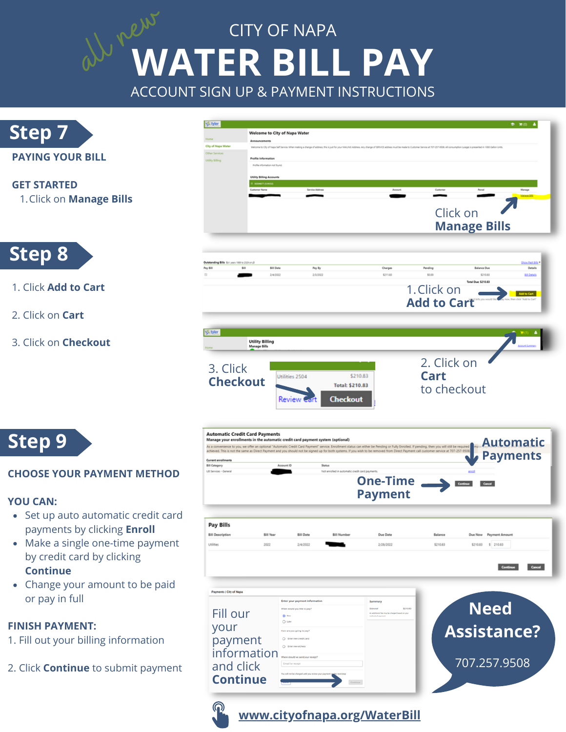*all new*

CITY OF NAPA

# WATER BILL PAY

ACCOUNT SIGN UP & PAYMENT INSTRUCTIONS

## Step 7

**PAYING YOUR BILL**

**GET STARTED**

1. Click on **Manage Bills**

Click on **Manage Bills**

## Step 8

1. Click **Add to Cart**
2. Click on **Cart**
3. Click on **Checkout**

1. Click on **Add to Cart**

2. Click on **Cart** to checkout

3. Click **Checkout**

## Step 9

**CHOOSE YOUR PAYMENT METHOD**

**YOU CAN:**

- Set up auto automatic credit card payments by clicking **Enroll**
- Make a single one-time payment by credit card by clicking **Continue**
- Change your amount to be paid or pay in full

**FINISH PAYMENT:**

1. Fill out your billing information
2. Click **Continue** to submit payment

**Automatic Payments**

**One-Time Payment**

Fill our your payment information and click **Continue**

**Need Assistance?**

707.257.9508

**www.cityofnapa.org/WaterBill**